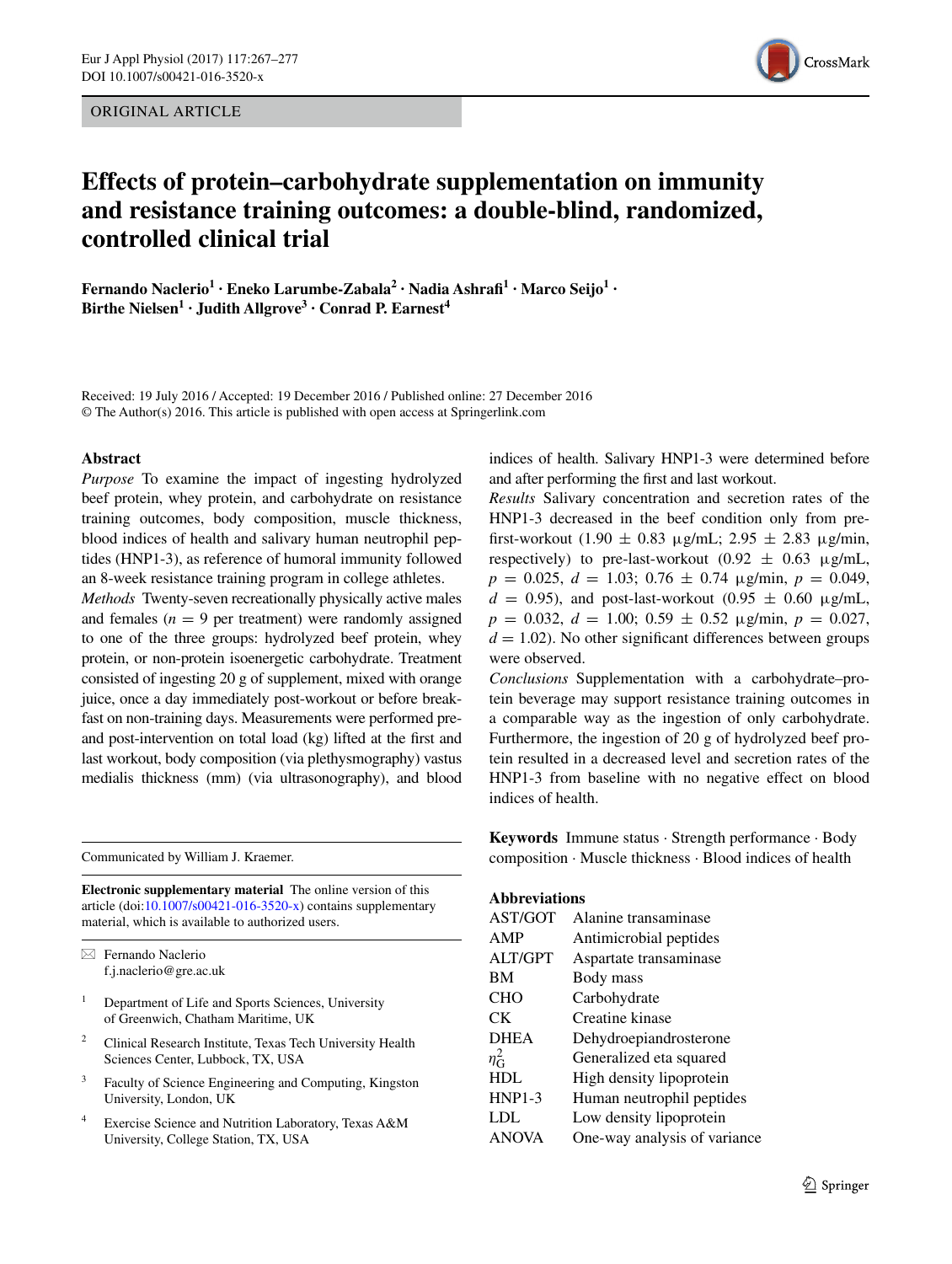ORIGINAL ARTICLE

# Effects of protein–carbohydrate supplementation on immunity and resistance training outcomes: a double-blind, randomized, controlled clinical trial

**Fernando Naclerio[1] · Eneko Larumbe-Zabala[2] · Nadia Ashrafi[1] · Marco Seijo[1] · Birthe Nielsen[1] · Judith Allgrove[3] · Conrad P. Earnest[4]**

Received: 19 July 2016 / Accepted: 19 December 2016 / Published online: 27 December 2016
© The Author(s) 2016. This article is published with open access at Springerlink.com

## Abstract

*Purpose* To examine the impact of ingesting hydrolyzed beef protein, whey protein, and carbohydrate on resistance training outcomes, body composition, muscle thickness, blood indices of health and salivary human neutrophil peptides (HNP1-3), as reference of humoral immunity followed an 8-week resistance training program in college athletes.

*Methods* Twenty-seven recreationally physically active males and females ($n = 9$ per treatment) were randomly assigned to one of the three groups: hydrolyzed beef protein, whey protein, or non-protein isoenergetic carbohydrate. Treatment consisted of ingesting 20 g of supplement, mixed with orange juice, once a day immediately post-workout or before breakfast on non-training days. Measurements were performed pre- and post-intervention on total load (kg) lifted at the first and last workout, body composition (via plethysmography) vastus medialis thickness (mm) (via ultrasonography), and blood indices of health. Salivary HNP1-3 were determined before and after performing the first and last workout.

*Results* Salivary concentration and secretion rates of the HNP1-3 decreased in the beef condition only from pre-first-workout (1.90 ± 0.83 µg/mL; 2.95 ± 2.83 µg/min, respectively) to pre-last-workout (0.92 ± 0.63 µg/mL, $p = 0.025$, $d = 1.03$; 0.76 ± 0.74 µg/min, $p = 0.049$, $d = 0.95$), and post-last-workout (0.95 ± 0.60 µg/mL, $p = 0.032$, $d = 1.00$; 0.59 ± 0.52 µg/min, $p = 0.027$, $d = 1.02$). No other significant differences between groups were observed.

*Conclusions* Supplementation with a carbohydrate–protein beverage may support resistance training outcomes in a comparable way as the ingestion of only carbohydrate. Furthermore, the ingestion of 20 g of hydrolyzed beef protein resulted in a decreased level and secretion rates of the HNP1-3 from baseline with no negative effect on blood indices of health.

**Keywords** Immune status · Strength performance · Body composition · Muscle thickness · Blood indices of health

### Abbreviations

| | |
|---|---|
| AST/GOT | Alanine transaminase |
| AMP | Antimicrobial peptides |
| ALT/GPT | Aspartate transaminase |
| BM | Body mass |
| CHO | Carbohydrate |
| CK | Creatine kinase |
| DHEA | Dehydroepiandrosterone |
| $\eta^2_G$ | Generalized eta squared |
| HDL | High density lipoprotein |
| HNP1-3 | Human neutrophil peptides |
| LDL | Low density lipoprotein |
| ANOVA | One-way analysis of variance |

Communicated by William J. Kraemer.

**Electronic supplementary material** The online version of this article (doi:10.1007/s00421-016-3520-x) contains supplementary material, which is available to authorized users.

✉ Fernando Naclerio
f.j.naclerio@gre.ac.uk

[1] Department of Life and Sports Sciences, University of Greenwich, Chatham Maritime, UK

[2] Clinical Research Institute, Texas Tech University Health Sciences Center, Lubbock, TX, USA

[3] Faculty of Science Engineering and Computing, Kingston University, London, UK

[4] Exercise Science and Nutrition Laboratory, Texas A&M University, College Station, TX, USA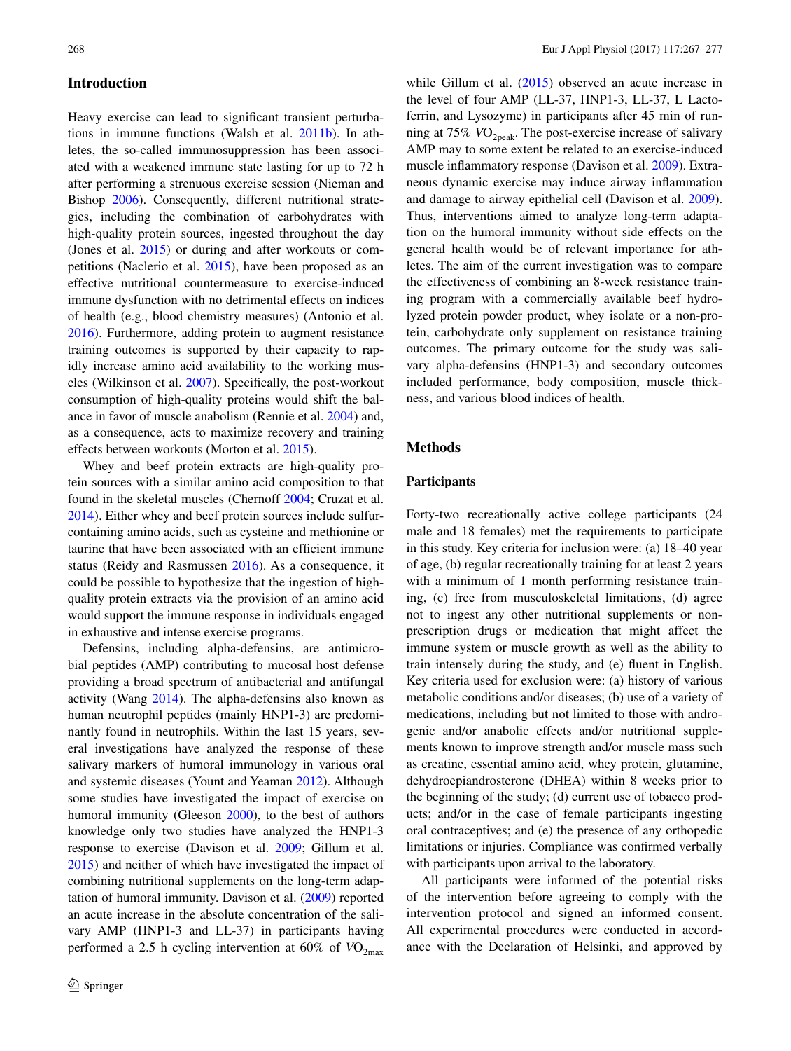## Introduction

Heavy exercise can lead to significant transient perturbations in immune functions (Walsh et al. 2011b). In athletes, the so-called immunosuppression has been associated with a weakened immune state lasting for up to 72 h after performing a strenuous exercise session (Nieman and Bishop 2006). Consequently, different nutritional strategies, including the combination of carbohydrates with high-quality protein sources, ingested throughout the day (Jones et al. 2015) or during and after workouts or competitions (Naclerio et al. 2015), have been proposed as an effective nutritional countermeasure to exercise-induced immune dysfunction with no detrimental effects on indices of health (e.g., blood chemistry measures) (Antonio et al. 2016). Furthermore, adding protein to augment resistance training outcomes is supported by their capacity to rapidly increase amino acid availability to the working muscles (Wilkinson et al. 2007). Specifically, the post-workout consumption of high-quality proteins would shift the balance in favor of muscle anabolism (Rennie et al. 2004) and, as a consequence, acts to maximize recovery and training effects between workouts (Morton et al. 2015).

Whey and beef protein extracts are high-quality protein sources with a similar amino acid composition to that found in the skeletal muscles (Chernoff 2004; Cruzat et al. 2014). Either whey and beef protein sources include sulfur-containing amino acids, such as cysteine and methionine or taurine that have been associated with an efficient immune status (Reidy and Rasmussen 2016). As a consequence, it could be possible to hypothesize that the ingestion of high-quality protein extracts via the provision of an amino acid would support the immune response in individuals engaged in exhaustive and intense exercise programs.

Defensins, including alpha-defensins, are antimicrobial peptides (AMP) contributing to mucosal host defense providing a broad spectrum of antibacterial and antifungal activity (Wang 2014). The alpha-defensins also known as human neutrophil peptides (mainly HNP1-3) are predominantly found in neutrophils. Within the last 15 years, several investigations have analyzed the response of these salivary markers of humoral immunology in various oral and systemic diseases (Yount and Yeaman 2012). Although some studies have investigated the impact of exercise on humoral immunity (Gleeson 2000), to the best of authors knowledge only two studies have analyzed the HNP1-3 response to exercise (Davison et al. 2009; Gillum et al. 2015) and neither of which have investigated the impact of combining nutritional supplements on the long-term adaptation of humoral immunity. Davison et al. (2009) reported an acute increase in the absolute concentration of the salivary AMP (HNP1-3 and LL-37) in participants having performed a 2.5 h cycling intervention at 60% of $VO_{2max}$ while Gillum et al. (2015) observed an acute increase in the level of four AMP (LL-37, HNP1-3, LL-37, L Lactoferrin, and Lysozyme) in participants after 45 min of running at 75% $VO_{2peak}$. The post-exercise increase of salivary AMP may to some extent be related to an exercise-induced muscle inflammatory response (Davison et al. 2009). Extraneous dynamic exercise may induce airway inflammation and damage to airway epithelial cell (Davison et al. 2009). Thus, interventions aimed to analyze long-term adaptation on the humoral immunity without side effects on the general health would be of relevant importance for athletes. The aim of the current investigation was to compare the effectiveness of combining an 8-week resistance training program with a commercially available beef hydrolyzed protein powder product, whey isolate or a non-protein, carbohydrate only supplement on resistance training outcomes. The primary outcome for the study was salivary alpha-defensins (HNP1-3) and secondary outcomes included performance, body composition, muscle thickness, and various blood indices of health.

## Methods

### Participants

Forty-two recreationally active college participants (24 male and 18 females) met the requirements to participate in this study. Key criteria for inclusion were: (a) 18–40 year of age, (b) regular recreationally training for at least 2 years with a minimum of 1 month performing resistance training, (c) free from musculoskeletal limitations, (d) agree not to ingest any other nutritional supplements or non-prescription drugs or medication that might affect the immune system or muscle growth as well as the ability to train intensely during the study, and (e) fluent in English. Key criteria used for exclusion were: (a) history of various metabolic conditions and/or diseases; (b) use of a variety of medications, including but not limited to those with androgenic and/or anabolic effects and/or nutritional supplements known to improve strength and/or muscle mass such as creatine, essential amino acid, whey protein, glutamine, dehydroepiandrosterone (DHEA) within 8 weeks prior to the beginning of the study; (d) current use of tobacco products; and/or in the case of female participants ingesting oral contraceptives; and (e) the presence of any orthopedic limitations or injuries. Compliance was confirmed verbally with participants upon arrival to the laboratory.

All participants were informed of the potential risks of the intervention before agreeing to comply with the intervention protocol and signed an informed consent. All experimental procedures were conducted in accordance with the Declaration of Helsinki, and approved by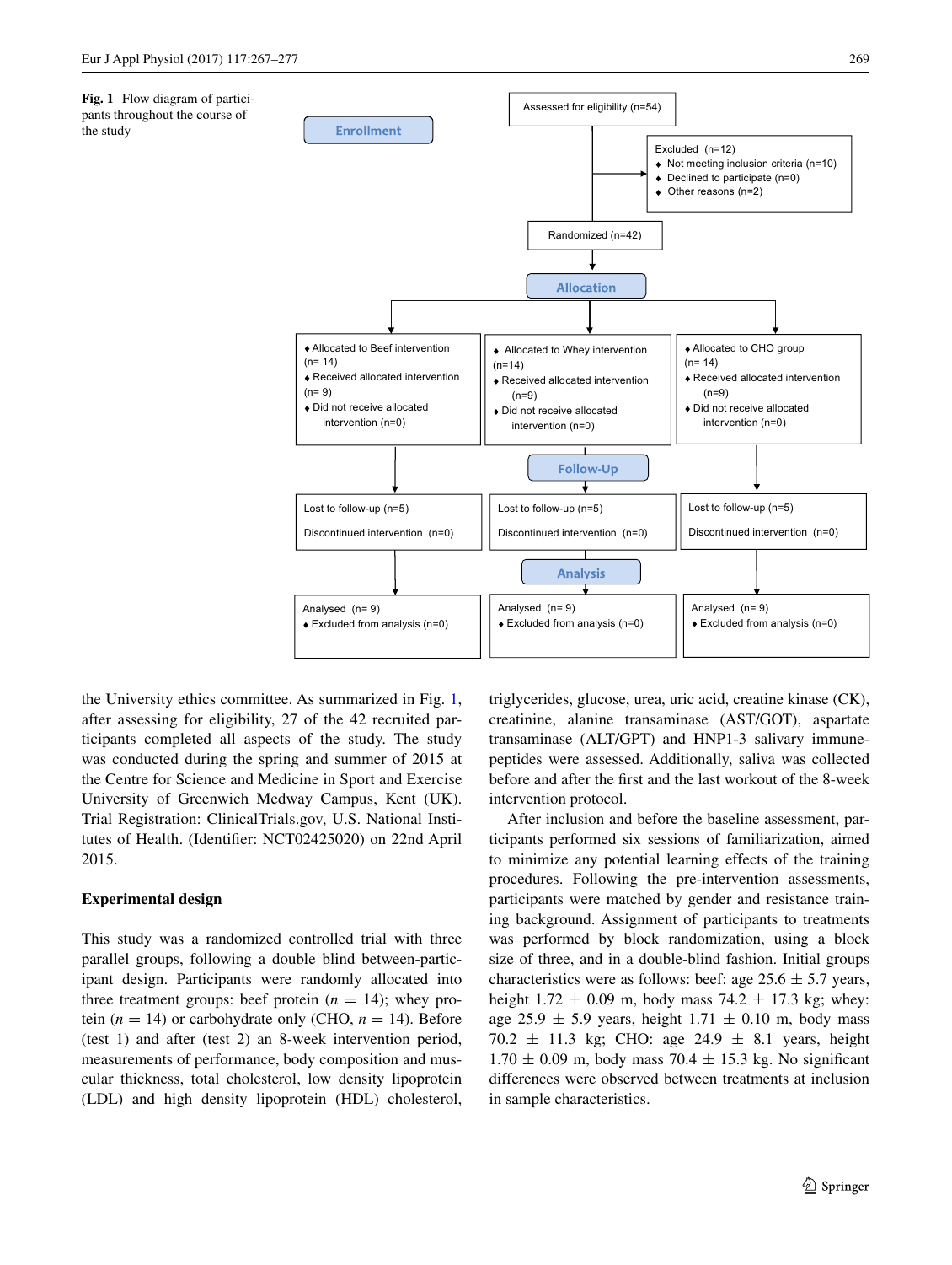**Fig. 1** Flow diagram of participants throughout the course of the study

**Enrollment**

Assessed for eligibility (n=54)

Excluded (n=12)
- Not meeting inclusion criteria (n=10)
- Declined to participate (n=0)
- Other reasons (n=2)

Randomized (n=42)

**Allocation**

| Beef | Whey | CHO |
|---|---|---|
| Allocated to Beef intervention (n= 14)<br>Received allocated intervention (n= 9)<br>Did not receive allocated intervention (n=0) | Allocated to Whey intervention (n=14)<br>Received allocated intervention (n=9)<br>Did not receive allocated intervention (n=0) | Allocated to CHO group (n= 14)<br>Received allocated intervention (n=9)<br>Did not receive allocated intervention (n=0) |

**Follow-Up**

| Beef | Whey | CHO |
|---|---|---|
| Lost to follow-up (n=5)<br>Discontinued intervention (n=0) | Lost to follow-up (n=5)<br>Discontinued intervention (n=0) | Lost to follow-up (n=5)<br>Discontinued intervention (n=0) |

**Analysis**

| Beef | Whey | CHO |
|---|---|---|
| Analysed (n= 9)<br>Excluded from analysis (n=0) | Analysed (n= 9)<br>Excluded from analysis (n=0) | Analysed (n= 9)<br>Excluded from analysis (n=0) |

the University ethics committee. As summarized in Fig. 1, after assessing for eligibility, 27 of the 42 recruited participants completed all aspects of the study. The study was conducted during the spring and summer of 2015 at the Centre for Science and Medicine in Sport and Exercise University of Greenwich Medway Campus, Kent (UK). Trial Registration: ClinicalTrials.gov, U.S. National Institutes of Health. (Identifier: NCT02425020) on 22nd April 2015.

### Experimental design

This study was a randomized controlled trial with three parallel groups, following a double blind between-participant design. Participants were randomly allocated into three treatment groups: beef protein ($n = 14$); whey protein ($n = 14$) or carbohydrate only (CHO, $n = 14$). Before (test 1) and after (test 2) an 8-week intervention period, measurements of performance, body composition and muscular thickness, total cholesterol, low density lipoprotein (LDL) and high density lipoprotein (HDL) cholesterol, triglycerides, glucose, urea, uric acid, creatine kinase (CK), creatinine, alanine transaminase (AST/GOT), aspartate transaminase (ALT/GPT) and HNP1-3 salivary immunepeptides were assessed. Additionally, saliva was collected before and after the first and the last workout of the 8-week intervention protocol.

After inclusion and before the baseline assessment, participants performed six sessions of familiarization, aimed to minimize any potential learning effects of the training procedures. Following the pre-intervention assessments, participants were matched by gender and resistance training background. Assignment of participants to treatments was performed by block randomization, using a block size of three, and in a double-blind fashion. Initial groups characteristics were as follows: beef: age 25.6 ± 5.7 years, height 1.72 ± 0.09 m, body mass 74.2 ± 17.3 kg; whey: age 25.9 ± 5.9 years, height 1.71 ± 0.10 m, body mass 70.2 ± 11.3 kg; CHO: age 24.9 ± 8.1 years, height 1.70 ± 0.09 m, body mass 70.4 ± 15.3 kg. No significant differences were observed between treatments at inclusion in sample characteristics.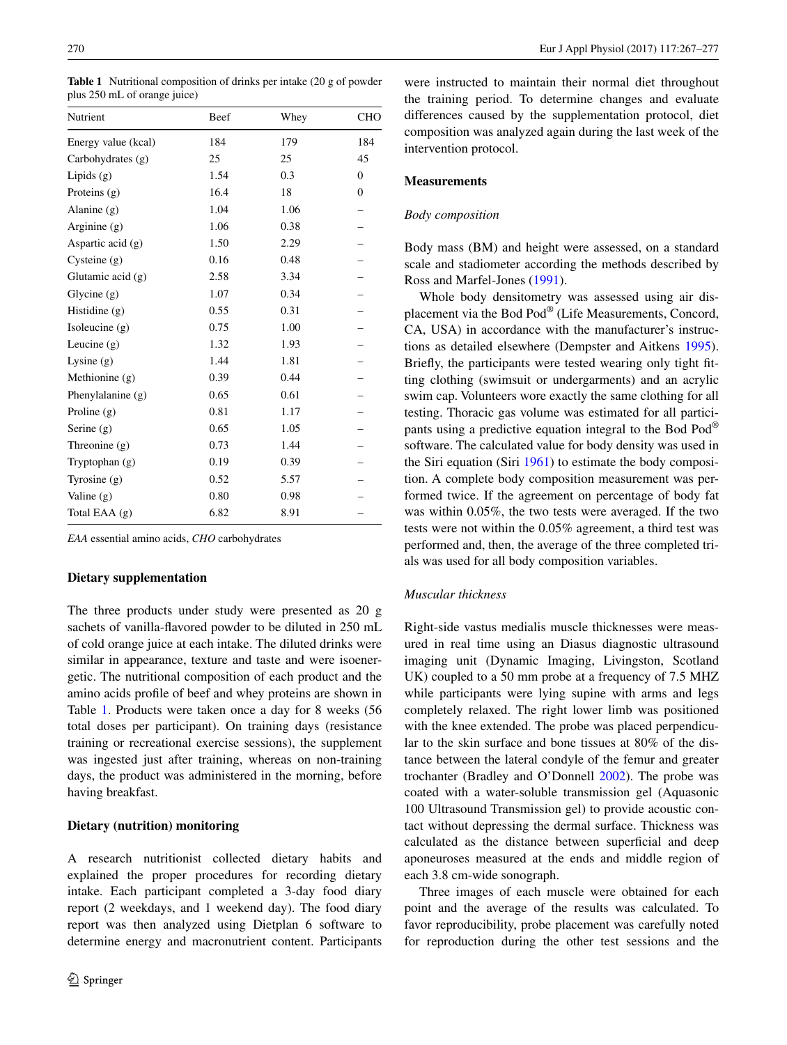**Table 1** Nutritional composition of drinks per intake (20 g of powder plus 250 mL of orange juice)

| Nutrient | Beef | Whey | CHO |
|---|---|---|---|
| Energy value (kcal) | 184 | 179 | 184 |
| Carbohydrates (g) | 25 | 25 | 45 |
| Lipids (g) | 1.54 | 0.3 | 0 |
| Proteins (g) | 16.4 | 18 | 0 |
| Alanine (g) | 1.04 | 1.06 | – |
| Arginine (g) | 1.06 | 0.38 | – |
| Aspartic acid (g) | 1.50 | 2.29 | – |
| Cysteine (g) | 0.16 | 0.48 | – |
| Glutamic acid (g) | 2.58 | 3.34 | – |
| Glycine (g) | 1.07 | 0.34 | – |
| Histidine (g) | 0.55 | 0.31 | – |
| Isoleucine (g) | 0.75 | 1.00 | – |
| Leucine (g) | 1.32 | 1.93 | – |
| Lysine (g) | 1.44 | 1.81 | – |
| Methionine (g) | 0.39 | 0.44 | – |
| Phenylalanine (g) | 0.65 | 0.61 | – |
| Proline (g) | 0.81 | 1.17 | – |
| Serine (g) | 0.65 | 1.05 | – |
| Threonine (g) | 0.73 | 1.44 | – |
| Tryptophan (g) | 0.19 | 0.39 | – |
| Tyrosine (g) | 0.52 | 5.57 | – |
| Valine (g) | 0.80 | 0.98 | – |
| Total EAA (g) | 6.82 | 8.91 | – |

*EAA* essential amino acids, *CHO* carbohydrates

## Dietary supplementation

The three products under study were presented as 20 g sachets of vanilla-flavored powder to be diluted in 250 mL of cold orange juice at each intake. The diluted drinks were similar in appearance, texture and taste and were isoenergetic. The nutritional composition of each product and the amino acids profile of beef and whey proteins are shown in Table 1. Products were taken once a day for 8 weeks (56 total doses per participant). On training days (resistance training or recreational exercise sessions), the supplement was ingested just after training, whereas on non-training days, the product was administered in the morning, before having breakfast.

## Dietary (nutrition) monitoring

A research nutritionist collected dietary habits and explained the proper procedures for recording dietary intake. Each participant completed a 3-day food diary report (2 weekdays, and 1 weekend day). The food diary report was then analyzed using Dietplan 6 software to determine energy and macronutrient content. Participants were instructed to maintain their normal diet throughout the training period. To determine changes and evaluate differences caused by the supplementation protocol, diet composition was analyzed again during the last week of the intervention protocol.

## Measurements

### *Body composition*

Body mass (BM) and height were assessed, on a standard scale and stadiometer according the methods described by Ross and Marfel-Jones (1991).

Whole body densitometry was assessed using air displacement via the Bod Pod® (Life Measurements, Concord, CA, USA) in accordance with the manufacturer's instructions as detailed elsewhere (Dempster and Aitkens 1995). Briefly, the participants were tested wearing only tight fitting clothing (swimsuit or undergarments) and an acrylic swim cap. Volunteers wore exactly the same clothing for all testing. Thoracic gas volume was estimated for all participants using a predictive equation integral to the Bod Pod® software. The calculated value for body density was used in the Siri equation (Siri 1961) to estimate the body composition. A complete body composition measurement was performed twice. If the agreement on percentage of body fat was within 0.05%, the two tests were averaged. If the two tests were not within the 0.05% agreement, a third test was performed and, then, the average of the three completed trials was used for all body composition variables.

### *Muscular thickness*

Right-side vastus medialis muscle thicknesses were measured in real time using an Diasus diagnostic ultrasound imaging unit (Dynamic Imaging, Livingston, Scotland UK) coupled to a 50 mm probe at a frequency of 7.5 MHZ while participants were lying supine with arms and legs completely relaxed. The right lower limb was positioned with the knee extended. The probe was placed perpendicular to the skin surface and bone tissues at 80% of the distance between the lateral condyle of the femur and greater trochanter (Bradley and O'Donnell 2002). The probe was coated with a water-soluble transmission gel (Aquasonic 100 Ultrasound Transmission gel) to provide acoustic contact without depressing the dermal surface. Thickness was calculated as the distance between superficial and deep aponeuroses measured at the ends and middle region of each 3.8 cm-wide sonograph.

Three images of each muscle were obtained for each point and the average of the results was calculated. To favor reproducibility, probe placement was carefully noted for reproduction during the other test sessions and the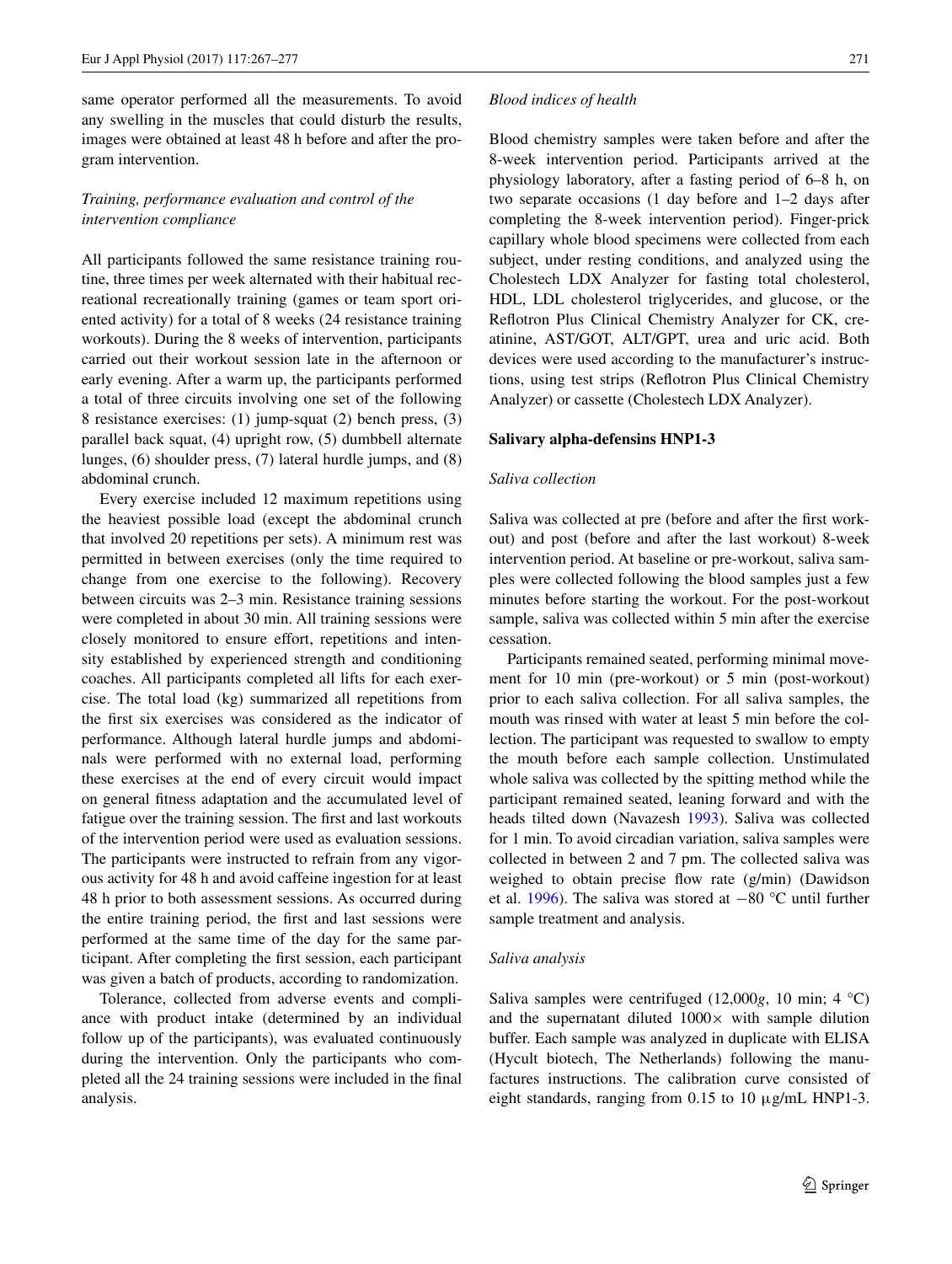same operator performed all the measurements. To avoid any swelling in the muscles that could disturb the results, images were obtained at least 48 h before and after the program intervention.

### *Training, performance evaluation and control of the intervention compliance*

All participants followed the same resistance training routine, three times per week alternated with their habitual recreational recreationally training (games or team sport oriented activity) for a total of 8 weeks (24 resistance training workouts). During the 8 weeks of intervention, participants carried out their workout session late in the afternoon or early evening. After a warm up, the participants performed a total of three circuits involving one set of the following 8 resistance exercises: (1) jump-squat (2) bench press, (3) parallel back squat, (4) upright row, (5) dumbbell alternate lunges, (6) shoulder press, (7) lateral hurdle jumps, and (8) abdominal crunch.

Every exercise included 12 maximum repetitions using the heaviest possible load (except the abdominal crunch that involved 20 repetitions per sets). A minimum rest was permitted in between exercises (only the time required to change from one exercise to the following). Recovery between circuits was 2–3 min. Resistance training sessions were completed in about 30 min. All training sessions were closely monitored to ensure effort, repetitions and intensity established by experienced strength and conditioning coaches. All participants completed all lifts for each exercise. The total load (kg) summarized all repetitions from the first six exercises was considered as the indicator of performance. Although lateral hurdle jumps and abdominals were performed with no external load, performing these exercises at the end of every circuit would impact on general fitness adaptation and the accumulated level of fatigue over the training session. The first and last workouts of the intervention period were used as evaluation sessions. The participants were instructed to refrain from any vigorous activity for 48 h and avoid caffeine ingestion for at least 48 h prior to both assessment sessions. As occurred during the entire training period, the first and last sessions were performed at the same time of the day for the same participant. After completing the first session, each participant was given a batch of products, according to randomization.

Tolerance, collected from adverse events and compliance with product intake (determined by an individual follow up of the participants), was evaluated continuously during the intervention. Only the participants who completed all the 24 training sessions were included in the final analysis.

### *Blood indices of health*

Blood chemistry samples were taken before and after the 8-week intervention period. Participants arrived at the physiology laboratory, after a fasting period of 6–8 h, on two separate occasions (1 day before and 1–2 days after completing the 8-week intervention period). Finger-prick capillary whole blood specimens were collected from each subject, under resting conditions, and analyzed using the Cholestech LDX Analyzer for fasting total cholesterol, HDL, LDL cholesterol triglycerides, and glucose, or the Reflotron Plus Clinical Chemistry Analyzer for CK, creatinine, AST/GOT, ALT/GPT, urea and uric acid. Both devices were used according to the manufacturer's instructions, using test strips (Reflotron Plus Clinical Chemistry Analyzer) or cassette (Cholestech LDX Analyzer).

## **Salivary alpha-defensins HNP1-3**

### *Saliva collection*

Saliva was collected at pre (before and after the first workout) and post (before and after the last workout) 8-week intervention period. At baseline or pre-workout, saliva samples were collected following the blood samples just a few minutes before starting the workout. For the post-workout sample, saliva was collected within 5 min after the exercise cessation.

Participants remained seated, performing minimal movement for 10 min (pre-workout) or 5 min (post-workout) prior to each saliva collection. For all saliva samples, the mouth was rinsed with water at least 5 min before the collection. The participant was requested to swallow to empty the mouth before each sample collection. Unstimulated whole saliva was collected by the spitting method while the participant remained seated, leaning forward and with the heads tilted down (Navazesh 1993). Saliva was collected for 1 min. To avoid circadian variation, saliva samples were collected in between 2 and 7 pm. The collected saliva was weighed to obtain precise flow rate (g/min) (Dawidson et al. 1996). The saliva was stored at −80 °C until further sample treatment and analysis.

### *Saliva analysis*

Saliva samples were centrifuged (12,000*g*, 10 min; 4 °C) and the supernatant diluted 1000× with sample dilution buffer. Each sample was analyzed in duplicate with ELISA (Hycult biotech, The Netherlands) following the manufactures instructions. The calibration curve consisted of eight standards, ranging from 0.15 to 10 µg/mL HNP1-3.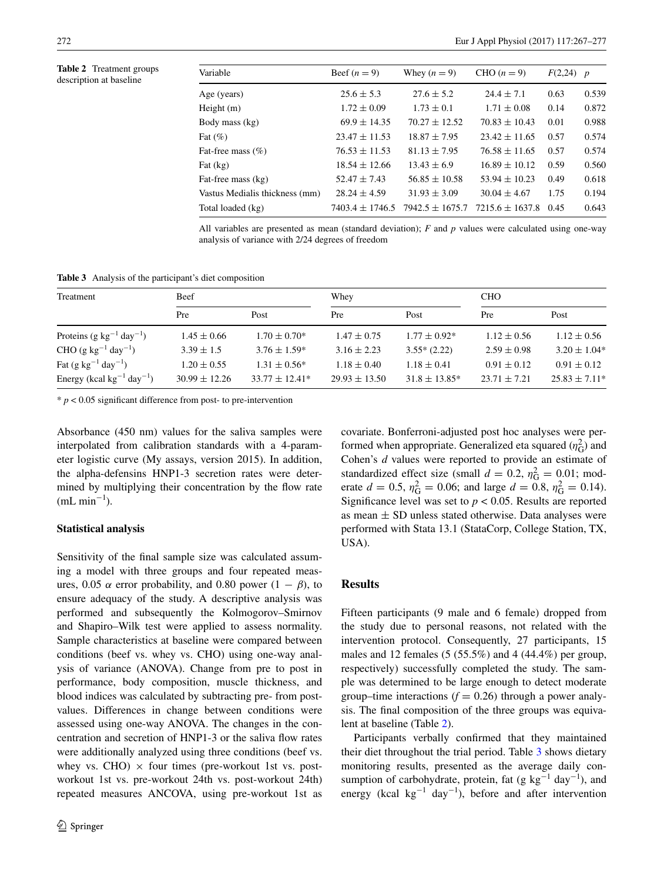**Table 2** Treatment groups description at baseline

| Variable | Beef ($n = 9$) | Whey ($n = 9$) | CHO ($n = 9$) | $F(2,24)$ | $p$ |
|---|---|---|---|---|---|
| Age (years) | 25.6 ± 5.3 | 27.6 ± 5.2 | 24.4 ± 7.1 | 0.63 | 0.539 |
| Height (m) | 1.72 ± 0.09 | 1.73 ± 0.1 | 1.71 ± 0.08 | 0.14 | 0.872 |
| Body mass (kg) | 69.9 ± 14.35 | 70.27 ± 12.52 | 70.83 ± 10.43 | 0.01 | 0.988 |
| Fat (%) | 23.47 ± 11.53 | 18.87 ± 7.95 | 23.42 ± 11.65 | 0.57 | 0.574 |
| Fat-free mass (%) | 76.53 ± 11.53 | 81.13 ± 7.95 | 76.58 ± 11.65 | 0.57 | 0.574 |
| Fat (kg) | 18.54 ± 12.66 | 13.43 ± 6.9 | 16.89 ± 10.12 | 0.59 | 0.560 |
| Fat-free mass (kg) | 52.47 ± 7.43 | 56.85 ± 10.58 | 53.94 ± 10.23 | 0.49 | 0.618 |
| Vastus Medialis thickness (mm) | 28.24 ± 4.59 | 31.93 ± 3.09 | 30.04 ± 4.67 | 1.75 | 0.194 |
| Total loaded (kg) | 7403.4 ± 1746.5 | 7942.5 ± 1675.7 | 7215.6 ± 1637.8 | 0.45 | 0.643 |

All variables are presented as mean (standard deviation); $F$ and $p$ values were calculated using one-way analysis of variance with 2/24 degrees of freedom

**Table 3** Analysis of the participant's diet composition

| Treatment | Beef | | Whey | | CHO | |
|---|---|---|---|---|---|---|
| | Pre | Post | Pre | Post | Pre | Post |
| Proteins (g $kg^{-1}$ $day^{-1}$) | 1.45 ± 0.66 | 1.70 ± 0.70* | 1.47 ± 0.75 | 1.77 ± 0.92* | 1.12 ± 0.56 | 1.12 ± 0.56 |
| CHO (g $kg^{-1}$ $day^{-1}$) | 3.39 ± 1.5 | 3.76 ± 1.59* | 3.16 ± 2.23 | 3.55* (2.22) | 2.59 ± 0.98 | 3.20 ± 1.04* |
| Fat (g $kg^{-1}$ $day^{-1}$) | 1.20 ± 0.55 | 1.31 ± 0.56* | 1.18 ± 0.40 | 1.18 ± 0.41 | 0.91 ± 0.12 | 0.91 ± 0.12 |
| Energy (kcal $kg^{-1}$ $day^{-1}$) | 30.99 ± 12.26 | 33.77 ± 12.41* | 29.93 ± 13.50 | 31.8 ± 13.85* | 23.71 ± 7.21 | 25.83 ± 7.11* |

* $p < 0.05$ significant difference from post- to pre-intervention

Absorbance (450 nm) values for the saliva samples were interpolated from calibration standards with a 4-parameter logistic curve (My assays, version 2015). In addition, the alpha-defensins HNP1-3 secretion rates were determined by multiplying their concentration by the flow rate (mL $min^{-1}$).

### Statistical analysis

Sensitivity of the final sample size was calculated assuming a model with three groups and four repeated measures, 0.05 $\alpha$ error probability, and 0.80 power ($1 - \beta$), to ensure adequacy of the study. A descriptive analysis was performed and subsequently the Kolmogorov–Smirnov and Shapiro–Wilk test were applied to assess normality. Sample characteristics at baseline were compared between conditions (beef vs. whey vs. CHO) using one-way analysis of variance (ANOVA). Change from pre to post in performance, body composition, muscle thickness, and blood indices was calculated by subtracting pre- from post-values. Differences in change between conditions were assessed using one-way ANOVA. The changes in the concentration and secretion of HNP1-3 or the saliva flow rates were additionally analyzed using three conditions (beef vs. whey vs. CHO) × four times (pre-workout 1st vs. post-workout 1st vs. pre-workout 24th vs. post-workout 24th) repeated measures ANCOVA, using pre-workout 1st as covariate. Bonferroni-adjusted post hoc analyses were performed when appropriate. Generalized eta squared ($\eta^2_G$) and Cohen's $d$ values were reported to provide an estimate of standardized effect size (small $d = 0.2$, $\eta^2_G = 0.01$; moderate $d = 0.5$, $\eta^2_G = 0.06$; and large $d = 0.8$, $\eta^2_G = 0.14$). Significance level was set to $p < 0.05$. Results are reported as mean ± SD unless stated otherwise. Data analyses were performed with Stata 13.1 (StataCorp, College Station, TX, USA).

## Results

Fifteen participants (9 male and 6 female) dropped from the study due to personal reasons, not related with the intervention protocol. Consequently, 27 participants, 15 males and 12 females (5 (55.5%) and 4 (44.4%) per group, respectively) successfully completed the study. The sample was determined to be large enough to detect moderate group–time interactions ($f = 0.26$) through a power analysis. The final composition of the three groups was equivalent at baseline (Table 2).

Participants verbally confirmed that they maintained their diet throughout the trial period. Table 3 shows dietary monitoring results, presented as the average daily consumption of carbohydrate, protein, fat (g $kg^{-1}$ $day^{-1}$), and energy (kcal $kg^{-1}$ $day^{-1}$), before and after intervention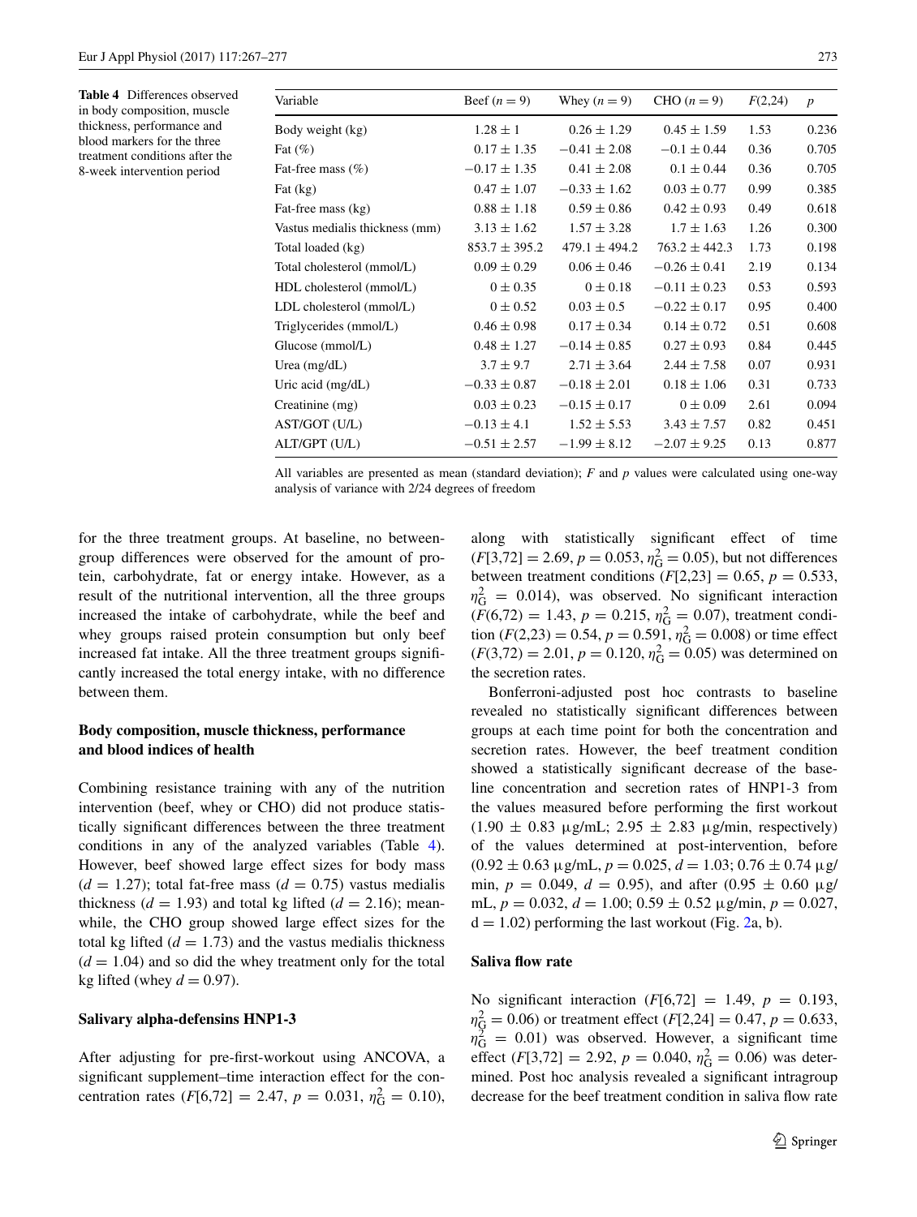**Table 4** Differences observed in body composition, muscle thickness, performance and blood markers for the three treatment conditions after the 8-week intervention period

| Variable | Beef ($n = 9$) | Whey ($n = 9$) | CHO ($n = 9$) | $F(2,24)$ | $p$ |
|---|---|---|---|---|---|
| Body weight (kg) | 1.28 ± 1 | 0.26 ± 1.29 | 0.45 ± 1.59 | 1.53 | 0.236 |
| Fat (%) | 0.17 ± 1.35 | −0.41 ± 2.08 | −0.1 ± 0.44 | 0.36 | 0.705 |
| Fat-free mass (%) | −0.17 ± 1.35 | 0.41 ± 2.08 | 0.1 ± 0.44 | 0.36 | 0.705 |
| Fat (kg) | 0.47 ± 1.07 | −0.33 ± 1.62 | 0.03 ± 0.77 | 0.99 | 0.385 |
| Fat-free mass (kg) | 0.88 ± 1.18 | 0.59 ± 0.86 | 0.42 ± 0.93 | 0.49 | 0.618 |
| Vastus medialis thickness (mm) | 3.13 ± 1.62 | 1.57 ± 3.28 | 1.7 ± 1.63 | 1.26 | 0.300 |
| Total loaded (kg) | 853.7 ± 395.2 | 479.1 ± 494.2 | 763.2 ± 442.3 | 1.73 | 0.198 |
| Total cholesterol (mmol/L) | 0.09 ± 0.29 | 0.06 ± 0.46 | −0.26 ± 0.41 | 2.19 | 0.134 |
| HDL cholesterol (mmol/L) | 0 ± 0.35 | 0 ± 0.18 | −0.11 ± 0.23 | 0.53 | 0.593 |
| LDL cholesterol (mmol/L) | 0 ± 0.52 | 0.03 ± 0.5 | −0.22 ± 0.17 | 0.95 | 0.400 |
| Triglycerides (mmol/L) | 0.46 ± 0.98 | 0.17 ± 0.34 | 0.14 ± 0.72 | 0.51 | 0.608 |
| Glucose (mmol/L) | 0.48 ± 1.27 | −0.14 ± 0.85 | 0.27 ± 0.93 | 0.84 | 0.445 |
| Urea (mg/dL) | 3.7 ± 9.7 | 2.71 ± 3.64 | 2.44 ± 7.58 | 0.07 | 0.931 |
| Uric acid (mg/dL) | −0.33 ± 0.87 | −0.18 ± 2.01 | 0.18 ± 1.06 | 0.31 | 0.733 |
| Creatinine (mg) | 0.03 ± 0.23 | −0.15 ± 0.17 | 0 ± 0.09 | 2.61 | 0.094 |
| AST/GOT (U/L) | −0.13 ± 4.1 | 1.52 ± 5.53 | 3.43 ± 7.57 | 0.82 | 0.451 |
| ALT/GPT (U/L) | −0.51 ± 2.57 | −1.99 ± 8.12 | −2.07 ± 9.25 | 0.13 | 0.877 |

All variables are presented as mean (standard deviation); $F$ and $p$ values were calculated using one-way analysis of variance with 2/24 degrees of freedom

for the three treatment groups. At baseline, no between-group differences were observed for the amount of protein, carbohydrate, fat or energy intake. However, as a result of the nutritional intervention, all the three groups increased the intake of carbohydrate, while the beef and whey groups raised protein consumption but only beef increased fat intake. All the three treatment groups significantly increased the total energy intake, with no difference between them.

### Body composition, muscle thickness, performance and blood indices of health

Combining resistance training with any of the nutrition intervention (beef, whey or CHO) did not produce statistically significant differences between the three treatment conditions in any of the analyzed variables (Table 4). However, beef showed large effect sizes for body mass ($d = 1.27$); total fat-free mass ($d = 0.75$) vastus medialis thickness ($d = 1.93$) and total kg lifted ($d = 2.16$); meanwhile, the CHO group showed large effect sizes for the total kg lifted ($d = 1.73$) and the vastus medialis thickness ($d = 1.04$) and so did the whey treatment only for the total kg lifted (whey $d = 0.97$).

### Salivary alpha-defensins HNP1-3

After adjusting for pre-first-workout using ANCOVA, a significant supplement–time interaction effect for the concentration rates ($F[6,72] = 2.47$, $p = 0.031$, $\eta^2_G = 0.10$), along with statistically significant effect of time ($F[3,72] = 2.69$, $p = 0.053$, $\eta^2_G = 0.05$), but not differences between treatment conditions ($F[2,23] = 0.65$, $p = 0.533$, $\eta^2_G = 0.014$), was observed. No significant interaction ($F(6,72) = 1.43$, $p = 0.215$, $\eta^2_G = 0.07$), treatment condition ($F(2,23) = 0.54$, $p = 0.591$, $\eta^2_G = 0.008$) or time effect ($F(3,72) = 2.01$, $p = 0.120$, $\eta^2_G = 0.05$) was determined on the secretion rates.

Bonferroni-adjusted post hoc contrasts to baseline revealed no statistically significant differences between groups at each time point for both the concentration and secretion rates. However, the beef treatment condition showed a statistically significant decrease of the baseline concentration and secretion rates of HNP1-3 from the values measured before performing the first workout (1.90 ± 0.83 μg/mL; 2.95 ± 2.83 μg/min, respectively) of the values determined at post-intervention, before (0.92 ± 0.63 μg/mL, $p = 0.025$, $d = 1.03$; 0.76 ± 0.74 μg/min, $p = 0.049$, $d = 0.95$), and after (0.95 ± 0.60 μg/mL, $p = 0.032$, $d = 1.00$; 0.59 ± 0.52 μg/min, $p = 0.027$, $d = 1.02$) performing the last workout (Fig. 2a, b).

### Saliva flow rate

No significant interaction ($F[6,72] = 1.49$, $p = 0.193$, $\eta^2_G = 0.06$) or treatment effect ($F[2,24] = 0.47$, $p = 0.633$, $\eta^2_G = 0.01$) was observed. However, a significant time effect ($F[3,72] = 2.92$, $p = 0.040$, $\eta^2_G = 0.06$) was determined. Post hoc analysis revealed a significant intragroup decrease for the beef treatment condition in saliva flow rate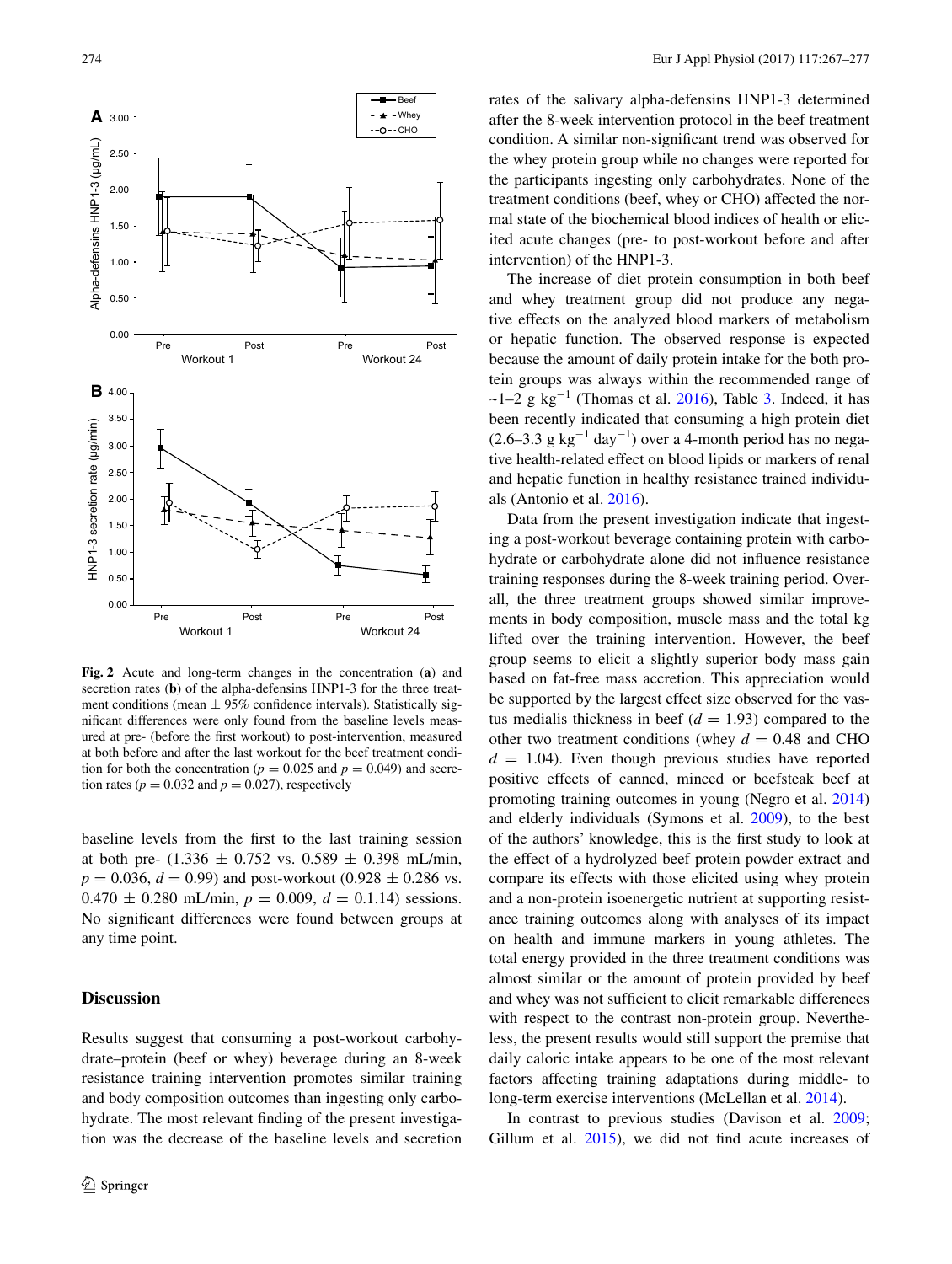**Fig. 2** Acute and long-term changes in the concentration (**a**) and secretion rates (**b**) of the alpha-defensins HNP1-3 for the three treatment conditions (mean ± 95% confidence intervals). Statistically significant differences were only found from the baseline levels measured at pre- (before the first workout) to post-intervention, measured at both before and after the last workout for the beef treatment condition for both the concentration ($p = 0.025$ and $p = 0.049$) and secretion rates ($p = 0.032$ and $p = 0.027$), respectively

baseline levels from the first to the last training session at both pre- (1.336 ± 0.752 vs. 0.589 ± 0.398 mL/min, $p = 0.036$, $d = 0.99$) and post-workout (0.928 ± 0.286 vs. 0.470 ± 0.280 mL/min, $p = 0.009$, $d = 0.1.14$) sessions. No significant differences were found between groups at any time point.

## Discussion

Results suggest that consuming a post-workout carbohydrate–protein (beef or whey) beverage during an 8-week resistance training intervention promotes similar training and body composition outcomes than ingesting only carbohydrate. The most relevant finding of the present investigation was the decrease of the baseline levels and secretion rates of the salivary alpha-defensins HNP1-3 determined after the 8-week intervention protocol in the beef treatment condition. A similar non-significant trend was observed for the whey protein group while no changes were reported for the participants ingesting only carbohydrates. None of the treatment conditions (beef, whey or CHO) affected the normal state of the biochemical blood indices of health or elicited acute changes (pre- to post-workout before and after intervention) of the HNP1-3.

The increase of diet protein consumption in both beef and whey treatment group did not produce any negative effects on the analyzed blood markers of metabolism or hepatic function. The observed response is expected because the amount of daily protein intake for the both protein groups was always within the recommended range of ~1–2 g $kg^{-1}$ (Thomas et al. 2016), Table 3. Indeed, it has been recently indicated that consuming a high protein diet (2.6–3.3 g $kg^{-1}$ $day^{-1}$) over a 4-month period has no negative health-related effect on blood lipids or markers of renal and hepatic function in healthy resistance trained individuals (Antonio et al. 2016).

Data from the present investigation indicate that ingesting a post-workout beverage containing protein with carbohydrate or carbohydrate alone did not influence resistance training responses during the 8-week training period. Overall, the three treatment groups showed similar improvements in body composition, muscle mass and the total kg lifted over the training intervention. However, the beef group seems to elicit a slightly superior body mass gain based on fat-free mass accretion. This appreciation would be supported by the largest effect size observed for the vastus medialis thickness in beef ($d = 1.93$) compared to the other two treatment conditions (whey $d = 0.48$ and CHO $d = 1.04$). Even though previous studies have reported positive effects of canned, minced or beefsteak beef at promoting training outcomes in young (Negro et al. 2014) and elderly individuals (Symons et al. 2009), to the best of the authors' knowledge, this is the first study to look at the effect of a hydrolyzed beef protein powder extract and compare its effects with those elicited using whey protein and a non-protein isoenergetic nutrient at supporting resistance training outcomes along with analyses of its impact on health and immune markers in young athletes. The total energy provided in the three treatment conditions was almost similar or the amount of protein provided by beef and whey was not sufficient to elicit remarkable differences with respect to the contrast non-protein group. Nevertheless, the present results would still support the premise that daily caloric intake appears to be one of the most relevant factors affecting training adaptations during middle- to long-term exercise interventions (McLellan et al. 2014).

In contrast to previous studies (Davison et al. 2009; Gillum et al. 2015), we did not find acute increases of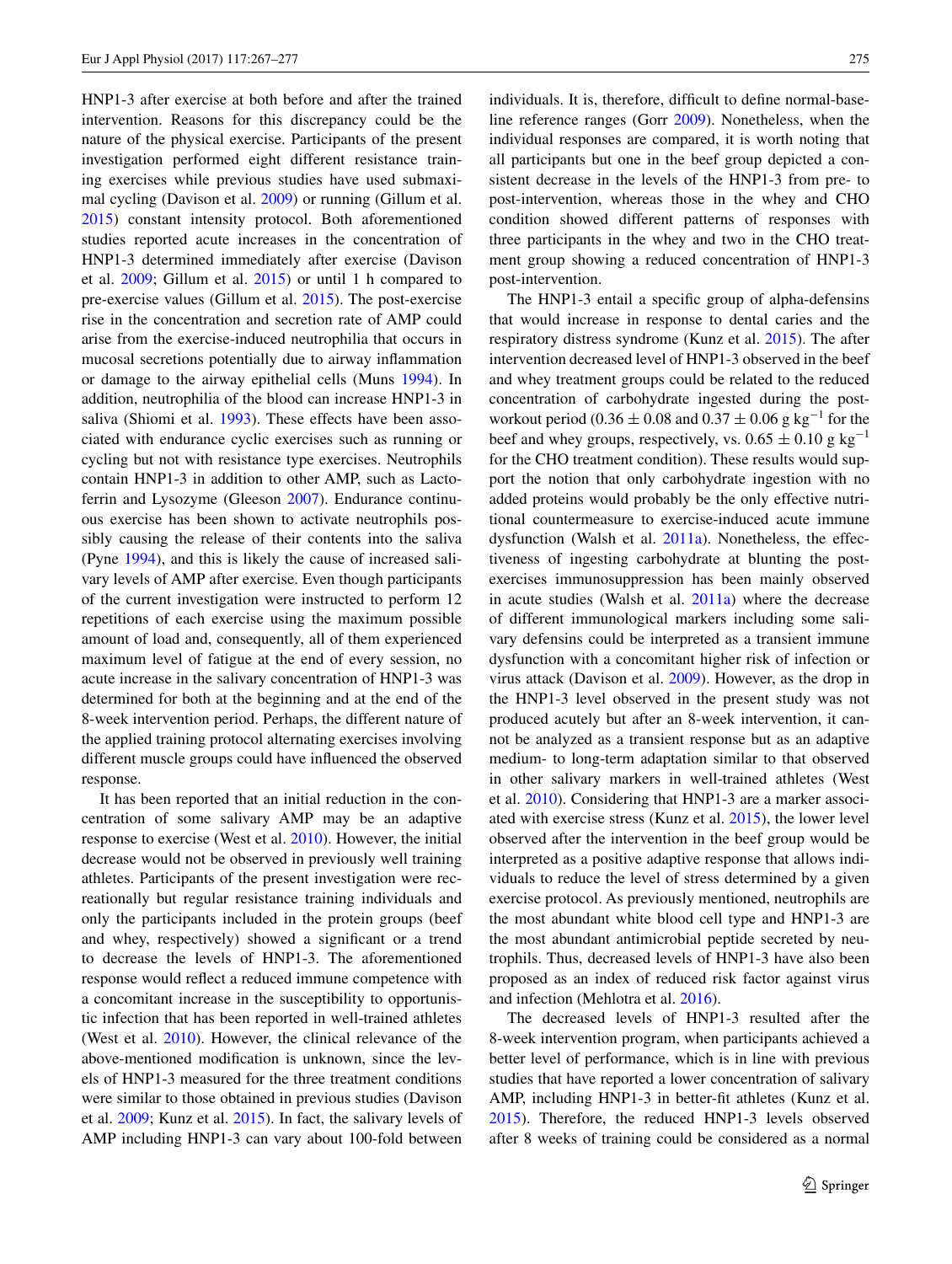HNP1-3 after exercise at both before and after the trained intervention. Reasons for this discrepancy could be the nature of the physical exercise. Participants of the present investigation performed eight different resistance training exercises while previous studies have used submaximal cycling (Davison et al. 2009) or running (Gillum et al. 2015) constant intensity protocol. Both aforementioned studies reported acute increases in the concentration of HNP1-3 determined immediately after exercise (Davison et al. 2009; Gillum et al. 2015) or until 1 h compared to pre-exercise values (Gillum et al. 2015). The post-exercise rise in the concentration and secretion rate of AMP could arise from the exercise-induced neutrophilia that occurs in mucosal secretions potentially due to airway inflammation or damage to the airway epithelial cells (Muns 1994). In addition, neutrophilia of the blood can increase HNP1-3 in saliva (Shiomi et al. 1993). These effects have been associated with endurance cyclic exercises such as running or cycling but not with resistance type exercises. Neutrophils contain HNP1-3 in addition to other AMP, such as Lactoferrin and Lysozyme (Gleeson 2007). Endurance continuous exercise has been shown to activate neutrophils possibly causing the release of their contents into the saliva (Pyne 1994), and this is likely the cause of increased salivary levels of AMP after exercise. Even though participants of the current investigation were instructed to perform 12 repetitions of each exercise using the maximum possible amount of load and, consequently, all of them experienced maximum level of fatigue at the end of every session, no acute increase in the salivary concentration of HNP1-3 was determined for both at the beginning and at the end of the 8-week intervention period. Perhaps, the different nature of the applied training protocol alternating exercises involving different muscle groups could have influenced the observed response.

It has been reported that an initial reduction in the concentration of some salivary AMP may be an adaptive response to exercise (West et al. 2010). However, the initial decrease would not be observed in previously well training athletes. Participants of the present investigation were recreationally but regular resistance training individuals and only the participants included in the protein groups (beef and whey, respectively) showed a significant or a trend to decrease the levels of HNP1-3. The aforementioned response would reflect a reduced immune competence with a concomitant increase in the susceptibility to opportunistic infection that has been reported in well-trained athletes (West et al. 2010). However, the clinical relevance of the above-mentioned modification is unknown, since the levels of HNP1-3 measured for the three treatment conditions were similar to those obtained in previous studies (Davison et al. 2009; Kunz et al. 2015). In fact, the salivary levels of AMP including HNP1-3 can vary about 100-fold between individuals. It is, therefore, difficult to define normal-baseline reference ranges (Gorr 2009). Nonetheless, when the individual responses are compared, it is worth noting that all participants but one in the beef group depicted a consistent decrease in the levels of the HNP1-3 from pre- to post-intervention, whereas those in the whey and CHO condition showed different patterns of responses with three participants in the whey and two in the CHO treatment group showing a reduced concentration of HNP1-3 post-intervention.

The HNP1-3 entail a specific group of alpha-defensins that would increase in response to dental caries and the respiratory distress syndrome (Kunz et al. 2015). The after intervention decreased level of HNP1-3 observed in the beef and whey treatment groups could be related to the reduced concentration of carbohydrate ingested during the post-workout period ($0.36 \pm 0.08$ and $0.37 \pm 0.06$ g kg$^{-1}$ for the beef and whey groups, respectively, vs. $0.65 \pm 0.10$ g kg$^{-1}$ for the CHO treatment condition). These results would support the notion that only carbohydrate ingestion with no added proteins would probably be the only effective nutritional countermeasure to exercise-induced acute immune dysfunction (Walsh et al. 2011a). Nonetheless, the effectiveness of ingesting carbohydrate at blunting the post-exercises immunosuppression has been mainly observed in acute studies (Walsh et al. 2011a) where the decrease of different immunological markers including some salivary defensins could be interpreted as a transient immune dysfunction with a concomitant higher risk of infection or virus attack (Davison et al. 2009). However, as the drop in the HNP1-3 level observed in the present study was not produced acutely but after an 8-week intervention, it cannot be analyzed as a transient response but as an adaptive medium- to long-term adaptation similar to that observed in other salivary markers in well-trained athletes (West et al. 2010). Considering that HNP1-3 are a marker associated with exercise stress (Kunz et al. 2015), the lower level observed after the intervention in the beef group would be interpreted as a positive adaptive response that allows individuals to reduce the level of stress determined by a given exercise protocol. As previously mentioned, neutrophils are the most abundant white blood cell type and HNP1-3 are the most abundant antimicrobial peptide secreted by neutrophils. Thus, decreased levels of HNP1-3 have also been proposed as an index of reduced risk factor against virus and infection (Mehlotra et al. 2016).

The decreased levels of HNP1-3 resulted after the 8-week intervention program, when participants achieved a better level of performance, which is in line with previous studies that have reported a lower concentration of salivary AMP, including HNP1-3 in better-fit athletes (Kunz et al. 2015). Therefore, the reduced HNP1-3 levels observed after 8 weeks of training could be considered as a normal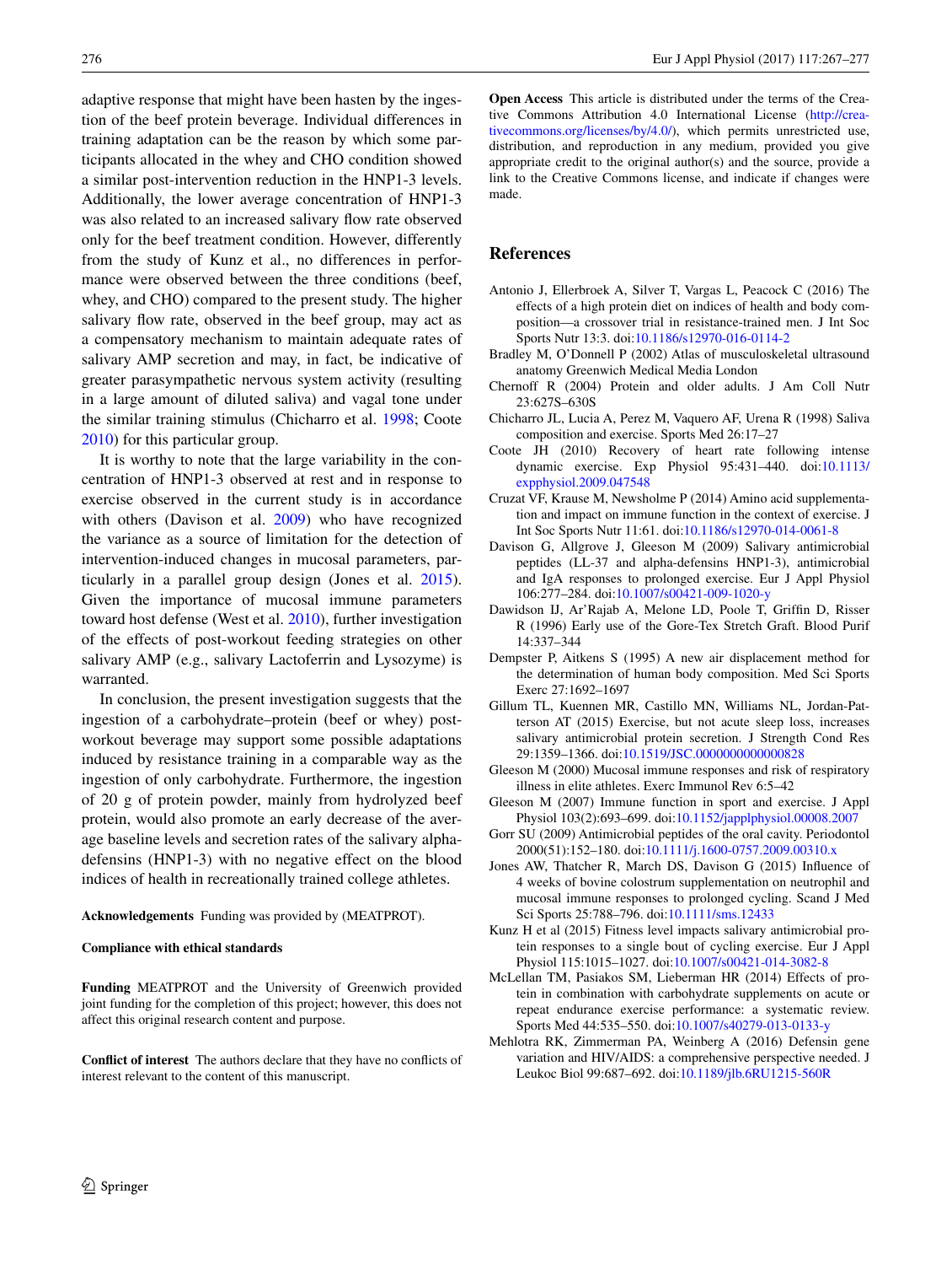adaptive response that might have been hasten by the ingestion of the beef protein beverage. Individual differences in training adaptation can be the reason by which some participants allocated in the whey and CHO condition showed a similar post-intervention reduction in the HNP1-3 levels. Additionally, the lower average concentration of HNP1-3 was also related to an increased salivary flow rate observed only for the beef treatment condition. However, differently from the study of Kunz et al., no differences in performance were observed between the three conditions (beef, whey, and CHO) compared to the present study. The higher salivary flow rate, observed in the beef group, may act as a compensatory mechanism to maintain adequate rates of salivary AMP secretion and may, in fact, be indicative of greater parasympathetic nervous system activity (resulting in a large amount of diluted saliva) and vagal tone under the similar training stimulus (Chicharro et al. 1998; Coote 2010) for this particular group.

It is worthy to note that the large variability in the concentration of HNP1-3 observed at rest and in response to exercise observed in the current study is in accordance with others (Davison et al. 2009) who have recognized the variance as a source of limitation for the detection of intervention-induced changes in mucosal parameters, particularly in a parallel group design (Jones et al. 2015). Given the importance of mucosal immune parameters toward host defense (West et al. 2010), further investigation of the effects of post-workout feeding strategies on other salivary AMP (e.g., salivary Lactoferrin and Lysozyme) is warranted.

In conclusion, the present investigation suggests that the ingestion of a carbohydrate–protein (beef or whey) post-workout beverage may support some possible adaptations induced by resistance training in a comparable way as the ingestion of only carbohydrate. Furthermore, the ingestion of 20 g of protein powder, mainly from hydrolyzed beef protein, would also promote an early decrease of the average baseline levels and secretion rates of the salivary alpha-defensins (HNP1-3) with no negative effect on the blood indices of health in recreationally trained college athletes.

**Acknowledgements** Funding was provided by (MEATPROT).

**Compliance with ethical standards**

**Funding** MEATPROT and the University of Greenwich provided joint funding for the completion of this project; however, this does not affect this original research content and purpose.

**Conflict of interest** The authors declare that they have no conflicts of interest relevant to the content of this manuscript.

**Open Access** This article is distributed under the terms of the Creative Commons Attribution 4.0 International License (http://creativecommons.org/licenses/by/4.0/), which permits unrestricted use, distribution, and reproduction in any medium, provided you give appropriate credit to the original author(s) and the source, provide a link to the Creative Commons license, and indicate if changes were made.

## References

- Antonio J, Ellerbroek A, Silver T, Vargas L, Peacock C (2016) The effects of a high protein diet on indices of health and body composition—a crossover trial in resistance-trained men. J Int Soc Sports Nutr 13:3. doi:10.1186/s12970-016-0114-2
- Bradley M, O'Donnell P (2002) Atlas of musculoskeletal ultrasound anatomy Greenwich Medical Media London
- Chernoff R (2004) Protein and older adults. J Am Coll Nutr 23:627S–630S
- Chicharro JL, Lucia A, Perez M, Vaquero AF, Urena R (1998) Saliva composition and exercise. Sports Med 26:17–27
- Coote JH (2010) Recovery of heart rate following intense dynamic exercise. Exp Physiol 95:431–440. doi:10.1113/expphysiol.2009.047548
- Cruzat VF, Krause M, Newsholme P (2014) Amino acid supplementation and impact on immune function in the context of exercise. J Int Soc Sports Nutr 11:61. doi:10.1186/s12970-014-0061-8
- Davison G, Allgrove J, Gleeson M (2009) Salivary antimicrobial peptides (LL-37 and alpha-defensins HNP1-3), antimicrobial and IgA responses to prolonged exercise. Eur J Appl Physiol 106:277–284. doi:10.1007/s00421-009-1020-y
- Dawidson IJ, Ar'Rajab A, Melone LD, Poole T, Griffin D, Risser R (1996) Early use of the Gore-Tex Stretch Graft. Blood Purif 14:337–344
- Dempster P, Aitkens S (1995) A new air displacement method for the determination of human body composition. Med Sci Sports Exerc 27:1692–1697
- Gillum TL, Kuennen MR, Castillo MN, Williams NL, Jordan-Patterson AT (2015) Exercise, but not acute sleep loss, increases salivary antimicrobial protein secretion. J Strength Cond Res 29:1359–1366. doi:10.1519/JSC.0000000000000828
- Gleeson M (2000) Mucosal immune responses and risk of respiratory illness in elite athletes. Exerc Immunol Rev 6:5–42
- Gleeson M (2007) Immune function in sport and exercise. J Appl Physiol 103(2):693–699. doi:10.1152/japplphysiol.00008.2007
- Gorr SU (2009) Antimicrobial peptides of the oral cavity. Periodontol 2000(51):152–180. doi:10.1111/j.1600-0757.2009.00310.x
- Jones AW, Thatcher R, March DS, Davison G (2015) Influence of 4 weeks of bovine colostrum supplementation on neutrophil and mucosal immune responses to prolonged cycling. Scand J Med Sci Sports 25:788–796. doi:10.1111/sms.12433
- Kunz H et al (2015) Fitness level impacts salivary antimicrobial protein responses to a single bout of cycling exercise. Eur J Appl Physiol 115:1015–1027. doi:10.1007/s00421-014-3082-8
- McLellan TM, Pasiakos SM, Lieberman HR (2014) Effects of protein in combination with carbohydrate supplements on acute or repeat endurance exercise performance: a systematic review. Sports Med 44:535–550. doi:10.1007/s40279-013-0133-y
- Mehlotra RK, Zimmerman PA, Weinberg A (2016) Defensin gene variation and HIV/AIDS: a comprehensive perspective needed. J Leukoc Biol 99:687–692. doi:10.1189/jlb.6RU1215-560R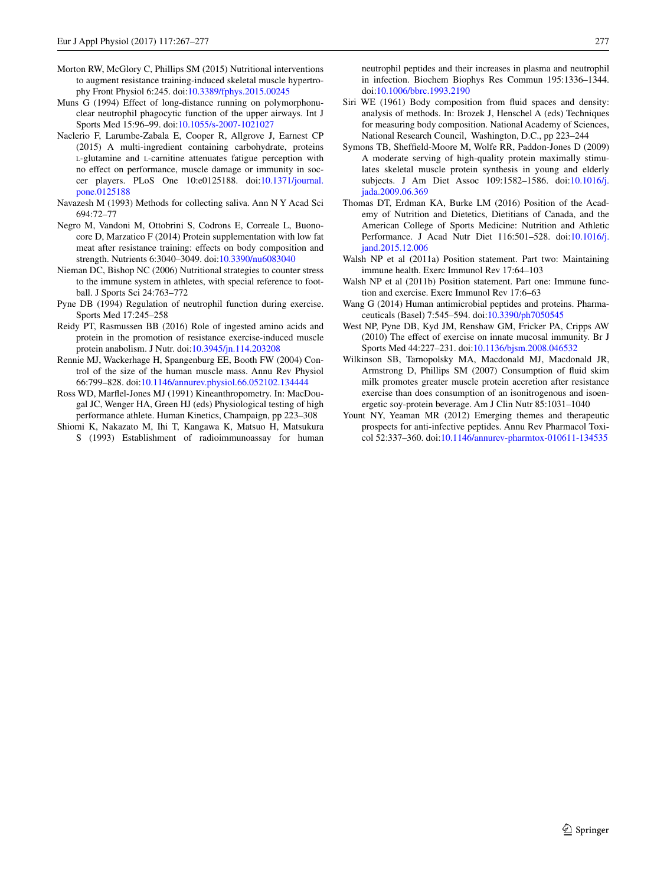Morton RW, McGlory C, Phillips SM (2015) Nutritional interventions to augment resistance training-induced skeletal muscle hypertrophy Front Physiol 6:245. doi:10.3389/fphys.2015.00245

Muns G (1994) Effect of long-distance running on polymorphonuclear neutrophil phagocytic function of the upper airways. Int J Sports Med 15:96–99. doi:10.1055/s-2007-1021027

Naclerio F, Larumbe-Zabala E, Cooper R, Allgrove J, Earnest CP (2015) A multi-ingredient containing carbohydrate, proteins L-glutamine and L-carnitine attenuates fatigue perception with no effect on performance, muscle damage or immunity in soccer players. PLoS One 10:e0125188. doi:10.1371/journal.pone.0125188

Navazesh M (1993) Methods for collecting saliva. Ann N Y Acad Sci 694:72–77

Negro M, Vandoni M, Ottobrini S, Codrons E, Correale L, Buonocore D, Marzatico F (2014) Protein supplementation with low fat meat after resistance training: effects on body composition and strength. Nutrients 6:3040–3049. doi:10.3390/nu6083040

Nieman DC, Bishop NC (2006) Nutritional strategies to counter stress to the immune system in athletes, with special reference to football. J Sports Sci 24:763–772

Pyne DB (1994) Regulation of neutrophil function during exercise. Sports Med 17:245–258

Reidy PT, Rasmussen BB (2016) Role of ingested amino acids and protein in the promotion of resistance exercise-induced muscle protein anabolism. J Nutr. doi:10.3945/jn.114.203208

Rennie MJ, Wackerhage H, Spangenburg EE, Booth FW (2004) Control of the size of the human muscle mass. Annu Rev Physiol 66:799–828. doi:10.1146/annurev.physiol.66.052102.134444

Ross WD, Marflel-Jones MJ (1991) Kineanthropometry. In: MacDougal JC, Wenger HA, Green HJ (eds) Physiological testing of high performance athlete. Human Kinetics, Champaign, pp 223–308

Shiomi K, Nakazato M, Ihi T, Kangawa K, Matsuo H, Matsukura S (1993) Establishment of radioimmunoassay for human neutrophil peptides and their increases in plasma and neutrophil in infection. Biochem Biophys Res Commun 195:1336–1344. doi:10.1006/bbrc.1993.2190

Siri WE (1961) Body composition from fluid spaces and density: analysis of methods. In: Brozek J, Henschel A (eds) Techniques for measuring body composition. National Academy of Sciences, National Research Council, Washington, D.C., pp 223–244

Symons TB, Sheffield-Moore M, Wolfe RR, Paddon-Jones D (2009) A moderate serving of high-quality protein maximally stimulates skeletal muscle protein synthesis in young and elderly subjects. J Am Diet Assoc 109:1582–1586. doi:10.1016/j.jada.2009.06.369

Thomas DT, Erdman KA, Burke LM (2016) Position of the Academy of Nutrition and Dietetics, Dietitians of Canada, and the American College of Sports Medicine: Nutrition and Athletic Performance. J Acad Nutr Diet 116:501–528. doi:10.1016/j.jand.2015.12.006

Walsh NP et al (2011a) Position statement. Part two: Maintaining immune health. Exerc Immunol Rev 17:64–103

Walsh NP et al (2011b) Position statement. Part one: Immune function and exercise. Exerc Immunol Rev 17:6–63

Wang G (2014) Human antimicrobial peptides and proteins. Pharmaceuticals (Basel) 7:545–594. doi:10.3390/ph7050545

West NP, Pyne DB, Kyd JM, Renshaw GM, Fricker PA, Cripps AW (2010) The effect of exercise on innate mucosal immunity. Br J Sports Med 44:227–231. doi:10.1136/bjsm.2008.046532

Wilkinson SB, Tarnopolsky MA, Macdonald MJ, Macdonald JR, Armstrong D, Phillips SM (2007) Consumption of fluid skim milk promotes greater muscle protein accretion after resistance exercise than does consumption of an isonitrogenous and isoenergetic soy-protein beverage. Am J Clin Nutr 85:1031–1040

Yount NY, Yeaman MR (2012) Emerging themes and therapeutic prospects for anti-infective peptides. Annu Rev Pharmacol Toxicol 52:337–360. doi:10.1146/annurev-pharmtox-010611-134535